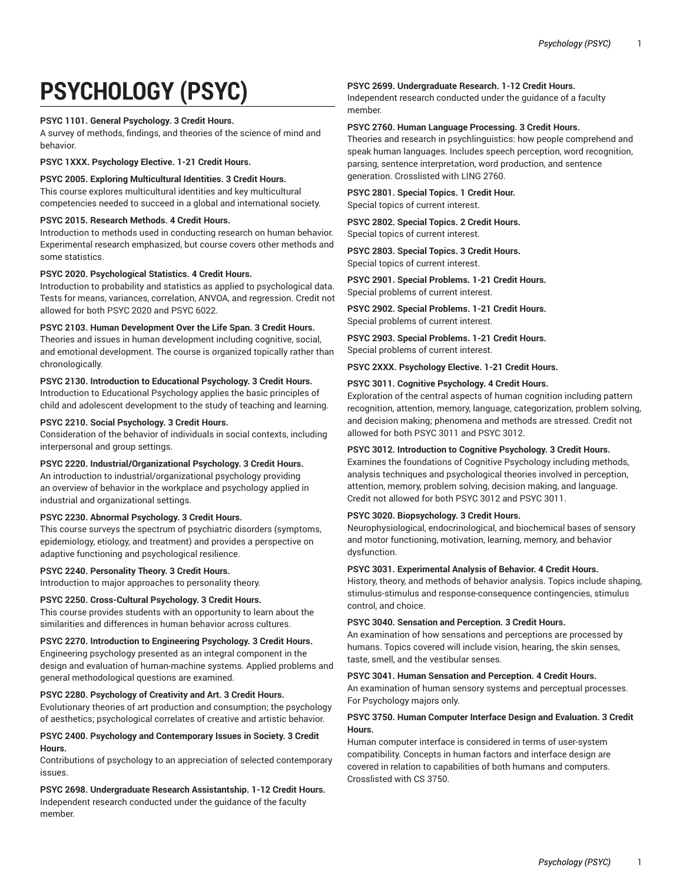# PSYCHOLOGY (PSYC)

**PSYC 1101. General Psychology. 3 Credit Hours.**
A survey of methods, findings, and theories of the science of mind and behavior.

**PSYC 1XXX. Psychology Elective. 1-21 Credit Hours.**

**PSYC 2005. Exploring Multicultural Identities. 3 Credit Hours.**
This course explores multicultural identities and key multicultural competencies needed to succeed in a global and international society.

**PSYC 2015. Research Methods. 4 Credit Hours.**
Introduction to methods used in conducting research on human behavior. Experimental research emphasized, but course covers other methods and some statistics.

**PSYC 2020. Psychological Statistics. 4 Credit Hours.**
Introduction to probability and statistics as applied to psychological data. Tests for means, variances, correlation, ANVOA, and regression. Credit not allowed for both PSYC 2020 and PSYC 6022.

**PSYC 2103. Human Development Over the Life Span. 3 Credit Hours.**
Theories and issues in human development including cognitive, social, and emotional development. The course is organized topically rather than chronologically.

**PSYC 2130. Introduction to Educational Psychology. 3 Credit Hours.**
Introduction to Educational Psychology applies the basic principles of child and adolescent development to the study of teaching and learning.

**PSYC 2210. Social Psychology. 3 Credit Hours.**
Consideration of the behavior of individuals in social contexts, including interpersonal and group settings.

**PSYC 2220. Industrial/Organizational Psychology. 3 Credit Hours.**
An introduction to industrial/organizational psychology providing an overview of behavior in the workplace and psychology applied in industrial and organizational settings.

**PSYC 2230. Abnormal Psychology. 3 Credit Hours.**
This course surveys the spectrum of psychiatric disorders (symptoms, epidemiology, etiology, and treatment) and provides a perspective on adaptive functioning and psychological resilience.

**PSYC 2240. Personality Theory. 3 Credit Hours.**
Introduction to major approaches to personality theory.

**PSYC 2250. Cross-Cultural Psychology. 3 Credit Hours.**
This course provides students with an opportunity to learn about the similarities and differences in human behavior across cultures.

**PSYC 2270. Introduction to Engineering Psychology. 3 Credit Hours.**
Engineering psychology presented as an integral component in the design and evaluation of human-machine systems. Applied problems and general methodological questions are examined.

**PSYC 2280. Psychology of Creativity and Art. 3 Credit Hours.**
Evolutionary theories of art production and consumption; the psychology of aesthetics; psychological correlates of creative and artistic behavior.

**PSYC 2400. Psychology and Contemporary Issues in Society. 3 Credit Hours.**
Contributions of psychology to an appreciation of selected contemporary issues.

**PSYC 2698. Undergraduate Research Assistantship. 1-12 Credit Hours.**
Independent research conducted under the guidance of the faculty member.

**PSYC 2699. Undergraduate Research. 1-12 Credit Hours.**
Independent research conducted under the guidance of a faculty member.

**PSYC 2760. Human Language Processing. 3 Credit Hours.**
Theories and research in psychlinguistics: how people comprehend and speak human languages. Includes speech perception, word recognition, parsing, sentence interpretation, word production, and sentence generation. Crosslisted with LING 2760.

**PSYC 2801. Special Topics. 1 Credit Hour.**
Special topics of current interest.

**PSYC 2802. Special Topics. 2 Credit Hours.**
Special topics of current interest.

**PSYC 2803. Special Topics. 3 Credit Hours.**
Special topics of current interest.

**PSYC 2901. Special Problems. 1-21 Credit Hours.**
Special problems of current interest.

**PSYC 2902. Special Problems. 1-21 Credit Hours.**
Special problems of current interest.

**PSYC 2903. Special Problems. 1-21 Credit Hours.**
Special problems of current interest.

**PSYC 2XXX. Psychology Elective. 1-21 Credit Hours.**

**PSYC 3011. Cognitive Psychology. 4 Credit Hours.**
Exploration of the central aspects of human cognition including pattern recognition, attention, memory, language, categorization, problem solving, and decision making; phenomena and methods are stressed. Credit not allowed for both PSYC 3011 and PSYC 3012.

**PSYC 3012. Introduction to Cognitive Psychology. 3 Credit Hours.**
Examines the foundations of Cognitive Psychology including methods, analysis techniques and psychological theories involved in perception, attention, memory, problem solving, decision making, and language. Credit not allowed for both PSYC 3012 and PSYC 3011.

**PSYC 3020. Biopsychology. 3 Credit Hours.**
Neurophysiological, endocrinological, and biochemical bases of sensory and motor functioning, motivation, learning, memory, and behavior dysfunction.

**PSYC 3031. Experimental Analysis of Behavior. 4 Credit Hours.**
History, theory, and methods of behavior analysis. Topics include shaping, stimulus-stimulus and response-consequence contingencies, stimulus control, and choice.

**PSYC 3040. Sensation and Perception. 3 Credit Hours.**
An examination of how sensations and perceptions are processed by humans. Topics covered will include vision, hearing, the skin senses, taste, smell, and the vestibular senses.

**PSYC 3041. Human Sensation and Perception. 4 Credit Hours.**
An examination of human sensory systems and perceptual processes. For Psychology majors only.

**PSYC 3750. Human Computer Interface Design and Evaluation. 3 Credit Hours.**
Human computer interface is considered in terms of user-system compatibility. Concepts in human factors and interface design are covered in relation to capabilities of both humans and computers. Crosslisted with CS 3750.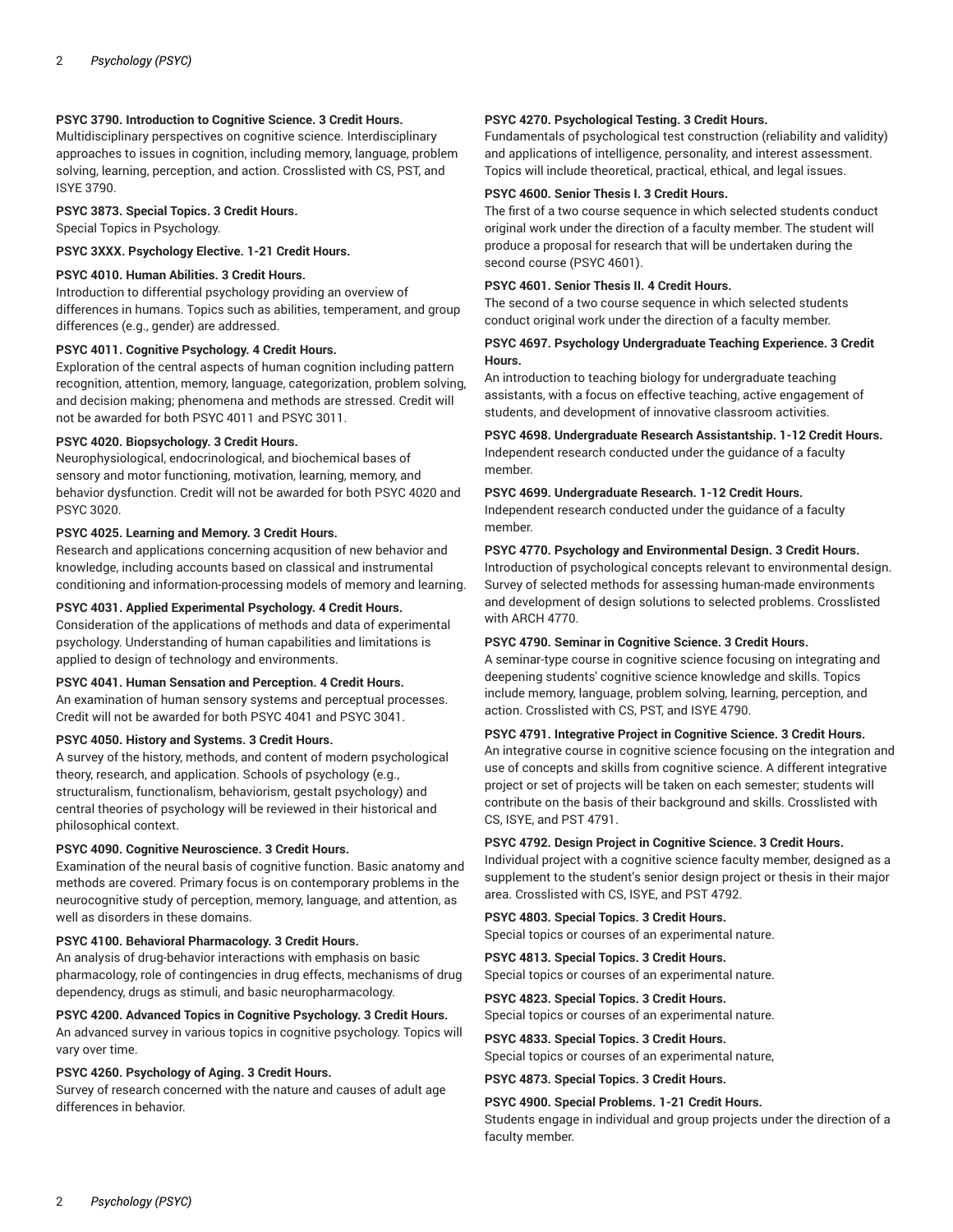**PSYC 3790. Introduction to Cognitive Science. 3 Credit Hours.**
Multidisciplinary perspectives on cognitive science. Interdisciplinary approaches to issues in cognition, including memory, language, problem solving, learning, perception, and action. Crosslisted with CS, PST, and ISYE 3790.

**PSYC 3873. Special Topics. 3 Credit Hours.**
Special Topics in Psychology.

**PSYC 3XXX. Psychology Elective. 1-21 Credit Hours.**

**PSYC 4010. Human Abilities. 3 Credit Hours.**
Introduction to differential psychology providing an overview of differences in humans. Topics such as abilities, temperament, and group differences (e.g., gender) are addressed.

**PSYC 4011. Cognitive Psychology. 4 Credit Hours.**
Exploration of the central aspects of human cognition including pattern recognition, attention, memory, language, categorization, problem solving, and decision making; phenomena and methods are stressed. Credit will not be awarded for both PSYC 4011 and PSYC 3011.

**PSYC 4020. Biopsychology. 3 Credit Hours.**
Neurophysiological, endocrinological, and biochemical bases of sensory and motor functioning, motivation, learning, memory, and behavior dysfunction. Credit will not be awarded for both PSYC 4020 and PSYC 3020.

**PSYC 4025. Learning and Memory. 3 Credit Hours.**
Research and applications concerning acqusition of new behavior and knowledge, including accounts based on classical and instrumental conditioning and information-processing models of memory and learning.

**PSYC 4031. Applied Experimental Psychology. 4 Credit Hours.**
Consideration of the applications of methods and data of experimental psychology. Understanding of human capabilities and limitations is applied to design of technology and environments.

**PSYC 4041. Human Sensation and Perception. 4 Credit Hours.**
An examination of human sensory systems and perceptual processes. Credit will not be awarded for both PSYC 4041 and PSYC 3041.

**PSYC 4050. History and Systems. 3 Credit Hours.**
A survey of the history, methods, and content of modern psychological theory, research, and application. Schools of psychology (e.g., structuralism, functionalism, behaviorism, gestalt psychology) and central theories of psychology will be reviewed in their historical and philosophical context.

**PSYC 4090. Cognitive Neuroscience. 3 Credit Hours.**
Examination of the neural basis of cognitive function. Basic anatomy and methods are covered. Primary focus is on contemporary problems in the neurocognitive study of perception, memory, language, and attention, as well as disorders in these domains.

**PSYC 4100. Behavioral Pharmacology. 3 Credit Hours.**
An analysis of drug-behavior interactions with emphasis on basic pharmacology, role of contingencies in drug effects, mechanisms of drug dependency, drugs as stimuli, and basic neuropharmacology.

**PSYC 4200. Advanced Topics in Cognitive Psychology. 3 Credit Hours.**
An advanced survey in various topics in cognitive psychology. Topics will vary over time.

**PSYC 4260. Psychology of Aging. 3 Credit Hours.**
Survey of research concerned with the nature and causes of adult age differences in behavior.

**PSYC 4270. Psychological Testing. 3 Credit Hours.**
Fundamentals of psychological test construction (reliability and validity) and applications of intelligence, personality, and interest assessment. Topics will include theoretical, practical, ethical, and legal issues.

**PSYC 4600. Senior Thesis I. 3 Credit Hours.**
The first of a two course sequence in which selected students conduct original work under the direction of a faculty member. The student will produce a proposal for research that will be undertaken during the second course (PSYC 4601).

**PSYC 4601. Senior Thesis II. 4 Credit Hours.**
The second of a two course sequence in which selected students conduct original work under the direction of a faculty member.

**PSYC 4697. Psychology Undergraduate Teaching Experience. 3 Credit Hours.**
An introduction to teaching biology for undergraduate teaching assistants, with a focus on effective teaching, active engagement of students, and development of innovative classroom activities.

**PSYC 4698. Undergraduate Research Assistantship. 1-12 Credit Hours.**
Independent research conducted under the guidance of a faculty member.

**PSYC 4699. Undergraduate Research. 1-12 Credit Hours.**
Independent research conducted under the guidance of a faculty member.

**PSYC 4770. Psychology and Environmental Design. 3 Credit Hours.**
Introduction of psychological concepts relevant to environmental design. Survey of selected methods for assessing human-made environments and development of design solutions to selected problems. Crosslisted with ARCH 4770.

**PSYC 4790. Seminar in Cognitive Science. 3 Credit Hours.**
A seminar-type course in cognitive science focusing on integrating and deepening students' cognitive science knowledge and skills. Topics include memory, language, problem solving, learning, perception, and action. Crosslisted with CS, PST, and ISYE 4790.

**PSYC 4791. Integrative Project in Cognitive Science. 3 Credit Hours.**
An integrative course in cognitive science focusing on the integration and use of concepts and skills from cognitive science. A different integrative project or set of projects will be taken on each semester; students will contribute on the basis of their background and skills. Crosslisted with CS, ISYE, and PST 4791.

**PSYC 4792. Design Project in Cognitive Science. 3 Credit Hours.**
Individual project with a cognitive science faculty member, designed as a supplement to the student's senior design project or thesis in their major area. Crosslisted with CS, ISYE, and PST 4792.

**PSYC 4803. Special Topics. 3 Credit Hours.**
Special topics or courses of an experimental nature.

**PSYC 4813. Special Topics. 3 Credit Hours.**
Special topics or courses of an experimental nature.

**PSYC 4823. Special Topics. 3 Credit Hours.**
Special topics or courses of an experimental nature.

**PSYC 4833. Special Topics. 3 Credit Hours.**
Special topics or courses of an experimental nature,

**PSYC 4873. Special Topics. 3 Credit Hours.**

**PSYC 4900. Special Problems. 1-21 Credit Hours.**
Students engage in individual and group projects under the direction of a faculty member.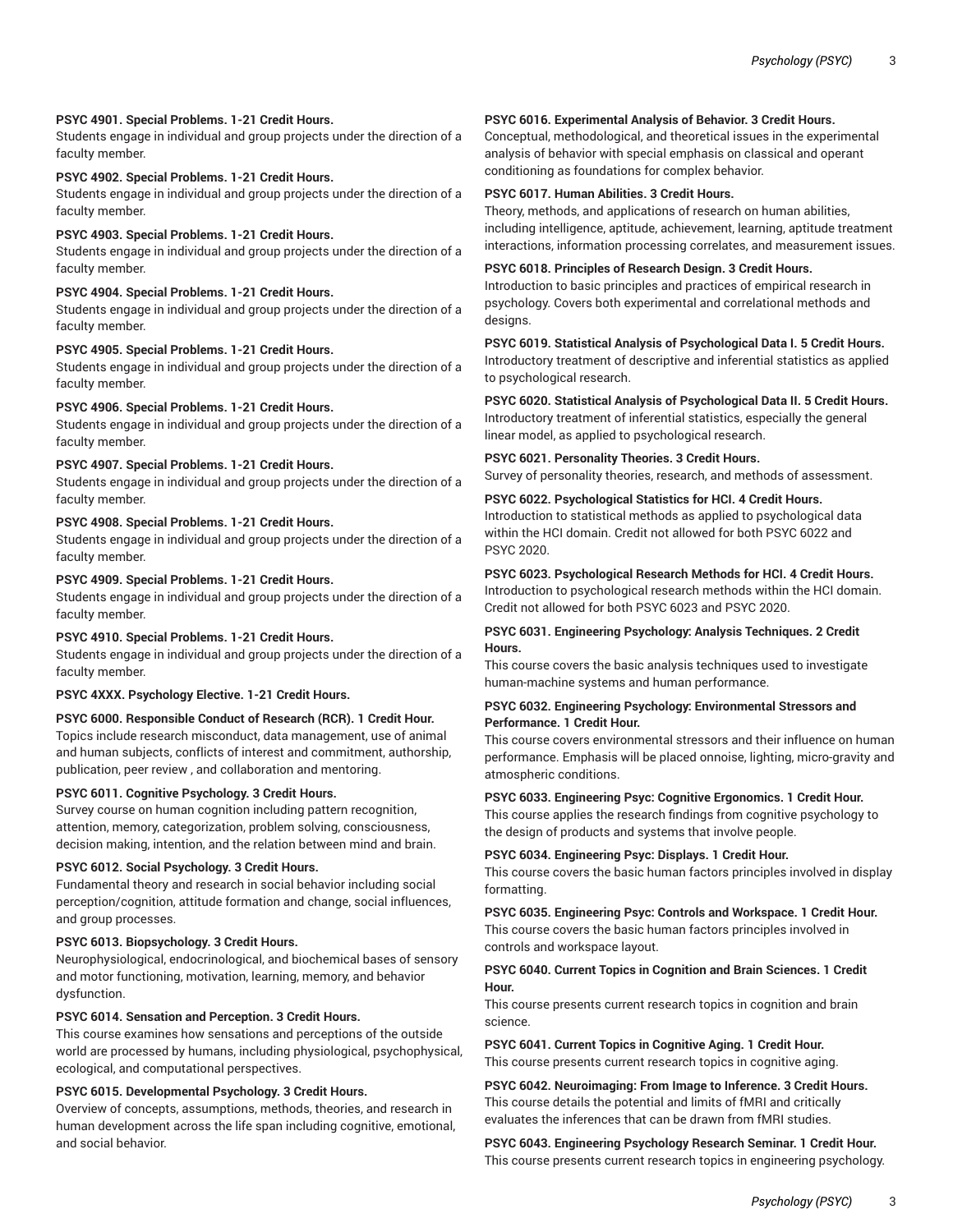**PSYC 4901. Special Problems. 1-21 Credit Hours.**
Students engage in individual and group projects under the direction of a faculty member.

**PSYC 4902. Special Problems. 1-21 Credit Hours.**
Students engage in individual and group projects under the direction of a faculty member.

**PSYC 4903. Special Problems. 1-21 Credit Hours.**
Students engage in individual and group projects under the direction of a faculty member.

**PSYC 4904. Special Problems. 1-21 Credit Hours.**
Students engage in individual and group projects under the direction of a faculty member.

**PSYC 4905. Special Problems. 1-21 Credit Hours.**
Students engage in individual and group projects under the direction of a faculty member.

**PSYC 4906. Special Problems. 1-21 Credit Hours.**
Students engage in individual and group projects under the direction of a faculty member.

**PSYC 4907. Special Problems. 1-21 Credit Hours.**
Students engage in individual and group projects under the direction of a faculty member.

**PSYC 4908. Special Problems. 1-21 Credit Hours.**
Students engage in individual and group projects under the direction of a faculty member.

**PSYC 4909. Special Problems. 1-21 Credit Hours.**
Students engage in individual and group projects under the direction of a faculty member.

**PSYC 4910. Special Problems. 1-21 Credit Hours.**
Students engage in individual and group projects under the direction of a faculty member.

**PSYC 4XXX. Psychology Elective. 1-21 Credit Hours.**

**PSYC 6000. Responsible Conduct of Research (RCR). 1 Credit Hour.**
Topics include research misconduct, data management, use of animal and human subjects, conflicts of interest and commitment, authorship, publication, peer review , and collaboration and mentoring.

**PSYC 6011. Cognitive Psychology. 3 Credit Hours.**
Survey course on human cognition including pattern recognition, attention, memory, categorization, problem solving, consciousness, decision making, intention, and the relation between mind and brain.

**PSYC 6012. Social Psychology. 3 Credit Hours.**
Fundamental theory and research in social behavior including social perception/cognition, attitude formation and change, social influences, and group processes.

**PSYC 6013. Biopsychology. 3 Credit Hours.**
Neurophysiological, endocrinological, and biochemical bases of sensory and motor functioning, motivation, learning, memory, and behavior dysfunction.

**PSYC 6014. Sensation and Perception. 3 Credit Hours.**
This course examines how sensations and perceptions of the outside world are processed by humans, including physiological, psychophysical, ecological, and computational perspectives.

**PSYC 6015. Developmental Psychology. 3 Credit Hours.**
Overview of concepts, assumptions, methods, theories, and research in human development across the life span including cognitive, emotional, and social behavior.

**PSYC 6016. Experimental Analysis of Behavior. 3 Credit Hours.**
Conceptual, methodological, and theoretical issues in the experimental analysis of behavior with special emphasis on classical and operant conditioning as foundations for complex behavior.

**PSYC 6017. Human Abilities. 3 Credit Hours.**
Theory, methods, and applications of research on human abilities, including intelligence, aptitude, achievement, learning, aptitude treatment interactions, information processing correlates, and measurement issues.

**PSYC 6018. Principles of Research Design. 3 Credit Hours.**
Introduction to basic principles and practices of empirical research in psychology. Covers both experimental and correlational methods and designs.

**PSYC 6019. Statistical Analysis of Psychological Data I. 5 Credit Hours.**
Introductory treatment of descriptive and inferential statistics as applied to psychological research.

**PSYC 6020. Statistical Analysis of Psychological Data II. 5 Credit Hours.**
Introductory treatment of inferential statistics, especially the general linear model, as applied to psychological research.

**PSYC 6021. Personality Theories. 3 Credit Hours.**
Survey of personality theories, research, and methods of assessment.

**PSYC 6022. Psychological Statistics for HCI. 4 Credit Hours.**
Introduction to statistical methods as applied to psychological data within the HCI domain. Credit not allowed for both PSYC 6022 and PSYC 2020.

**PSYC 6023. Psychological Research Methods for HCI. 4 Credit Hours.**
Introduction to psychological research methods within the HCI domain. Credit not allowed for both PSYC 6023 and PSYC 2020.

**PSYC 6031. Engineering Psychology: Analysis Techniques. 2 Credit Hours.**
This course covers the basic analysis techniques used to investigate human-machine systems and human performance.

**PSYC 6032. Engineering Psychology: Environmental Stressors and Performance. 1 Credit Hour.**
This course covers environmental stressors and their influence on human performance. Emphasis will be placed onnoise, lighting, micro-gravity and atmospheric conditions.

**PSYC 6033. Engineering Psyc: Cognitive Ergonomics. 1 Credit Hour.**
This course applies the research findings from cognitive psychology to the design of products and systems that involve people.

**PSYC 6034. Engineering Psyc: Displays. 1 Credit Hour.**
This course covers the basic human factors principles involved in display formatting.

**PSYC 6035. Engineering Psyc: Controls and Workspace. 1 Credit Hour.**
This course covers the basic human factors principles involved in controls and workspace layout.

**PSYC 6040. Current Topics in Cognition and Brain Sciences. 1 Credit Hour.**
This course presents current research topics in cognition and brain science.

**PSYC 6041. Current Topics in Cognitive Aging. 1 Credit Hour.**
This course presents current research topics in cognitive aging.

**PSYC 6042. Neuroimaging: From Image to Inference. 3 Credit Hours.**
This course details the potential and limits of fMRI and critically evaluates the inferences that can be drawn from fMRI studies.

**PSYC 6043. Engineering Psychology Research Seminar. 1 Credit Hour.**
This course presents current research topics in engineering psychology.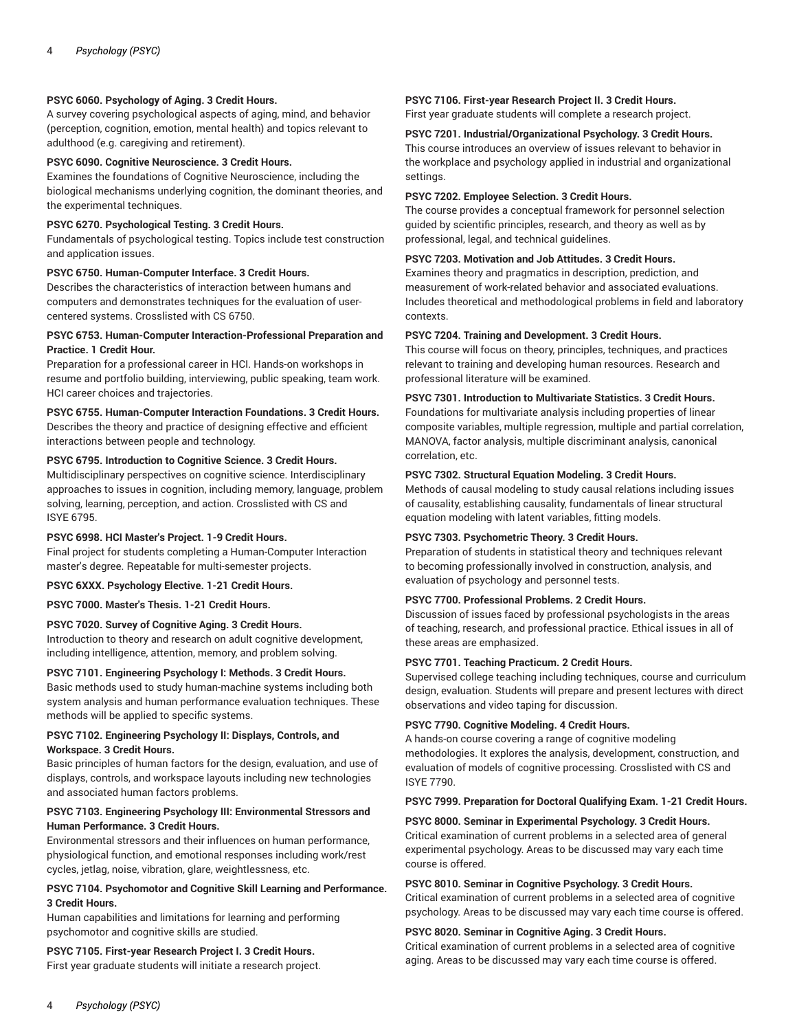**PSYC 6060. Psychology of Aging. 3 Credit Hours.**
A survey covering psychological aspects of aging, mind, and behavior (perception, cognition, emotion, mental health) and topics relevant to adulthood (e.g. caregiving and retirement).

**PSYC 6090. Cognitive Neuroscience. 3 Credit Hours.**
Examines the foundations of Cognitive Neuroscience, including the biological mechanisms underlying cognition, the dominant theories, and the experimental techniques.

**PSYC 6270. Psychological Testing. 3 Credit Hours.**
Fundamentals of psychological testing. Topics include test construction and application issues.

**PSYC 6750. Human-Computer Interface. 3 Credit Hours.**
Describes the characteristics of interaction between humans and computers and demonstrates techniques for the evaluation of user-centered systems. Crosslisted with CS 6750.

**PSYC 6753. Human-Computer Interaction-Professional Preparation and Practice. 1 Credit Hour.**
Preparation for a professional career in HCI. Hands-on workshops in resume and portfolio building, interviewing, public speaking, team work. HCI career choices and trajectories.

**PSYC 6755. Human-Computer Interaction Foundations. 3 Credit Hours.**
Describes the theory and practice of designing effective and efficient interactions between people and technology.

**PSYC 6795. Introduction to Cognitive Science. 3 Credit Hours.**
Multidisciplinary perspectives on cognitive science. Interdisciplinary approaches to issues in cognition, including memory, language, problem solving, learning, perception, and action. Crosslisted with CS and ISYE 6795.

**PSYC 6998. HCI Master's Project. 1-9 Credit Hours.**
Final project for students completing a Human-Computer Interaction master's degree. Repeatable for multi-semester projects.

**PSYC 6XXX. Psychology Elective. 1-21 Credit Hours.**

**PSYC 7000. Master's Thesis. 1-21 Credit Hours.**

**PSYC 7020. Survey of Cognitive Aging. 3 Credit Hours.**
Introduction to theory and research on adult cognitive development, including intelligence, attention, memory, and problem solving.

**PSYC 7101. Engineering Psychology I: Methods. 3 Credit Hours.**
Basic methods used to study human-machine systems including both system analysis and human performance evaluation techniques. These methods will be applied to specific systems.

**PSYC 7102. Engineering Psychology II: Displays, Controls, and Workspace. 3 Credit Hours.**
Basic principles of human factors for the design, evaluation, and use of displays, controls, and workspace layouts including new technologies and associated human factors problems.

**PSYC 7103. Engineering Psychology III: Environmental Stressors and Human Performance. 3 Credit Hours.**
Environmental stressors and their influences on human performance, physiological function, and emotional responses including work/rest cycles, jetlag, noise, vibration, glare, weightlessness, etc.

**PSYC 7104. Psychomotor and Cognitive Skill Learning and Performance. 3 Credit Hours.**
Human capabilities and limitations for learning and performing psychomotor and cognitive skills are studied.

**PSYC 7105. First-year Research Project I. 3 Credit Hours.**
First year graduate students will initiate a research project.

**PSYC 7106. First-year Research Project II. 3 Credit Hours.**
First year graduate students will complete a research project.

**PSYC 7201. Industrial/Organizational Psychology. 3 Credit Hours.**
This course introduces an overview of issues relevant to behavior in the workplace and psychology applied in industrial and organizational settings.

**PSYC 7202. Employee Selection. 3 Credit Hours.**
The course provides a conceptual framework for personnel selection guided by scientific principles, research, and theory as well as by professional, legal, and technical guidelines.

**PSYC 7203. Motivation and Job Attitudes. 3 Credit Hours.**
Examines theory and pragmatics in description, prediction, and measurement of work-related behavior and associated evaluations. Includes theoretical and methodological problems in field and laboratory contexts.

**PSYC 7204. Training and Development. 3 Credit Hours.**
This course will focus on theory, principles, techniques, and practices relevant to training and developing human resources. Research and professional literature will be examined.

**PSYC 7301. Introduction to Multivariate Statistics. 3 Credit Hours.**
Foundations for multivariate analysis including properties of linear composite variables, multiple regression, multiple and partial correlation, MANOVA, factor analysis, multiple discriminant analysis, canonical correlation, etc.

**PSYC 7302. Structural Equation Modeling. 3 Credit Hours.**
Methods of causal modeling to study causal relations including issues of causality, establishing causality, fundamentals of linear structural equation modeling with latent variables, fitting models.

**PSYC 7303. Psychometric Theory. 3 Credit Hours.**
Preparation of students in statistical theory and techniques relevant to becoming professionally involved in construction, analysis, and evaluation of psychology and personnel tests.

**PSYC 7700. Professional Problems. 2 Credit Hours.**
Discussion of issues faced by professional psychologists in the areas of teaching, research, and professional practice. Ethical issues in all of these areas are emphasized.

**PSYC 7701. Teaching Practicum. 2 Credit Hours.**
Supervised college teaching including techniques, course and curriculum design, evaluation. Students will prepare and present lectures with direct observations and video taping for discussion.

**PSYC 7790. Cognitive Modeling. 4 Credit Hours.**
A hands-on course covering a range of cognitive modeling methodologies. It explores the analysis, development, construction, and evaluation of models of cognitive processing. Crosslisted with CS and ISYE 7790.

**PSYC 7999. Preparation for Doctoral Qualifying Exam. 1-21 Credit Hours.**

**PSYC 8000. Seminar in Experimental Psychology. 3 Credit Hours.**
Critical examination of current problems in a selected area of general experimental psychology. Areas to be discussed may vary each time course is offered.

**PSYC 8010. Seminar in Cognitive Psychology. 3 Credit Hours.**
Critical examination of current problems in a selected area of cognitive psychology. Areas to be discussed may vary each time course is offered.

**PSYC 8020. Seminar in Cognitive Aging. 3 Credit Hours.**
Critical examination of current problems in a selected area of cognitive aging. Areas to be discussed may vary each time course is offered.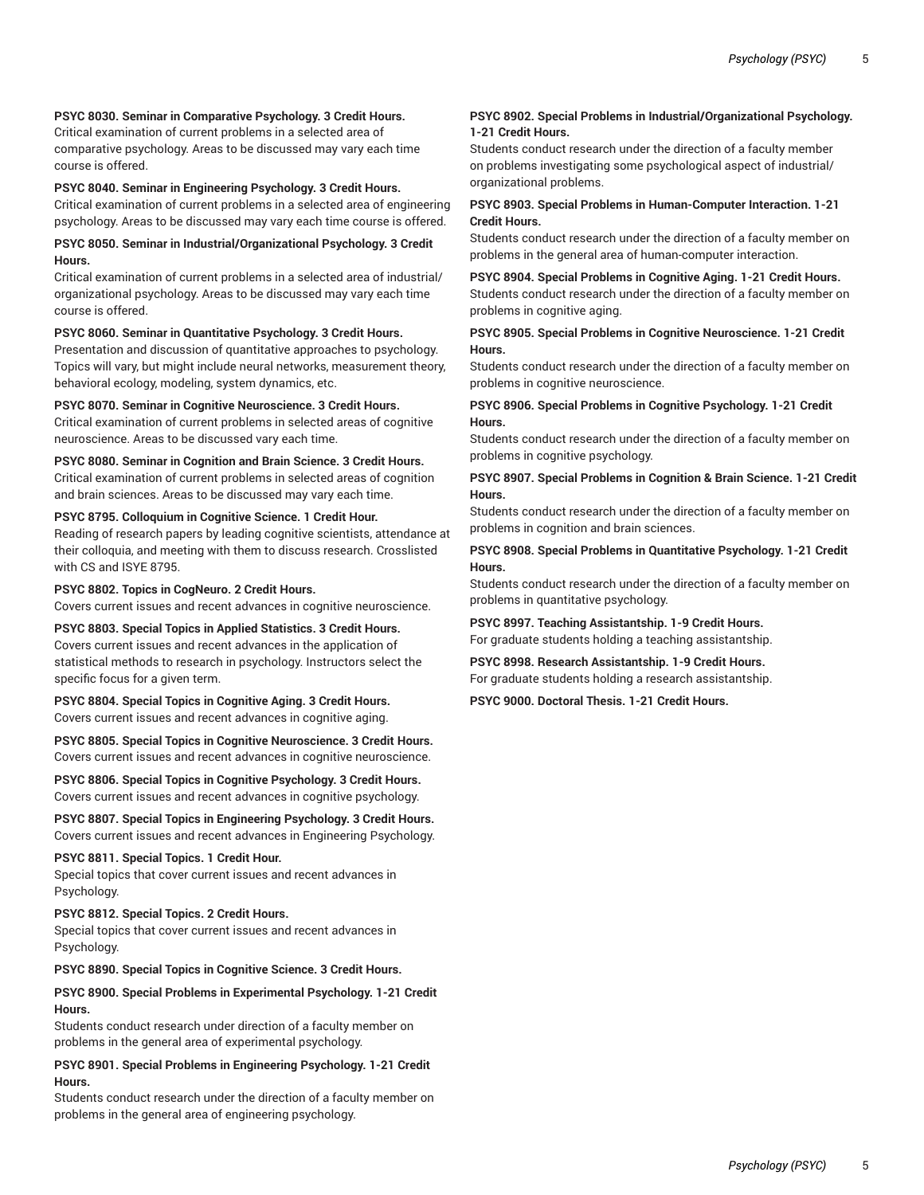**PSYC 8030. Seminar in Comparative Psychology. 3 Credit Hours.**
Critical examination of current problems in a selected area of comparative psychology. Areas to be discussed may vary each time course is offered.

**PSYC 8040. Seminar in Engineering Psychology. 3 Credit Hours.**
Critical examination of current problems in a selected area of engineering psychology. Areas to be discussed may vary each time course is offered.

**PSYC 8050. Seminar in Industrial/Organizational Psychology. 3 Credit Hours.**
Critical examination of current problems in a selected area of industrial/organizational psychology. Areas to be discussed may vary each time course is offered.

**PSYC 8060. Seminar in Quantitative Psychology. 3 Credit Hours.**
Presentation and discussion of quantitative approaches to psychology. Topics will vary, but might include neural networks, measurement theory, behavioral ecology, modeling, system dynamics, etc.

**PSYC 8070. Seminar in Cognitive Neuroscience. 3 Credit Hours.**
Critical examination of current problems in selected areas of cognitive neuroscience. Areas to be discussed vary each time.

**PSYC 8080. Seminar in Cognition and Brain Science. 3 Credit Hours.**
Critical examination of current problems in selected areas of cognition and brain sciences. Areas to be discussed may vary each time.

**PSYC 8795. Colloquium in Cognitive Science. 1 Credit Hour.**
Reading of research papers by leading cognitive scientists, attendance at their colloquia, and meeting with them to discuss research. Crosslisted with CS and ISYE 8795.

**PSYC 8802. Topics in CogNeuro. 2 Credit Hours.**
Covers current issues and recent advances in cognitive neuroscience.

**PSYC 8803. Special Topics in Applied Statistics. 3 Credit Hours.**
Covers current issues and recent advances in the application of statistical methods to research in psychology. Instructors select the specific focus for a given term.

**PSYC 8804. Special Topics in Cognitive Aging. 3 Credit Hours.**
Covers current issues and recent advances in cognitive aging.

**PSYC 8805. Special Topics in Cognitive Neuroscience. 3 Credit Hours.**
Covers current issues and recent advances in cognitive neuroscience.

**PSYC 8806. Special Topics in Cognitive Psychology. 3 Credit Hours.**
Covers current issues and recent advances in cognitive psychology.

**PSYC 8807. Special Topics in Engineering Psychology. 3 Credit Hours.**
Covers current issues and recent advances in Engineering Psychology.

**PSYC 8811. Special Topics. 1 Credit Hour.**
Special topics that cover current issues and recent advances in Psychology.

**PSYC 8812. Special Topics. 2 Credit Hours.**
Special topics that cover current issues and recent advances in Psychology.

**PSYC 8890. Special Topics in Cognitive Science. 3 Credit Hours.**

**PSYC 8900. Special Problems in Experimental Psychology. 1-21 Credit Hours.**
Students conduct research under direction of a faculty member on problems in the general area of experimental psychology.

**PSYC 8901. Special Problems in Engineering Psychology. 1-21 Credit Hours.**
Students conduct research under the direction of a faculty member on problems in the general area of engineering psychology.

**PSYC 8902. Special Problems in Industrial/Organizational Psychology. 1-21 Credit Hours.**
Students conduct research under the direction of a faculty member on problems investigating some psychological aspect of industrial/organizational problems.

**PSYC 8903. Special Problems in Human-Computer Interaction. 1-21 Credit Hours.**
Students conduct research under the direction of a faculty member on problems in the general area of human-computer interaction.

**PSYC 8904. Special Problems in Cognitive Aging. 1-21 Credit Hours.**
Students conduct research under the direction of a faculty member on problems in cognitive aging.

**PSYC 8905. Special Problems in Cognitive Neuroscience. 1-21 Credit Hours.**
Students conduct research under the direction of a faculty member on problems in cognitive neuroscience.

**PSYC 8906. Special Problems in Cognitive Psychology. 1-21 Credit Hours.**
Students conduct research under the direction of a faculty member on problems in cognitive psychology.

**PSYC 8907. Special Problems in Cognition & Brain Science. 1-21 Credit Hours.**
Students conduct research under the direction of a faculty member on problems in cognition and brain sciences.

**PSYC 8908. Special Problems in Quantitative Psychology. 1-21 Credit Hours.**
Students conduct research under the direction of a faculty member on problems in quantitative psychology.

**PSYC 8997. Teaching Assistantship. 1-9 Credit Hours.**
For graduate students holding a teaching assistantship.

**PSYC 8998. Research Assistantship. 1-9 Credit Hours.**
For graduate students holding a research assistantship.

**PSYC 9000. Doctoral Thesis. 1-21 Credit Hours.**